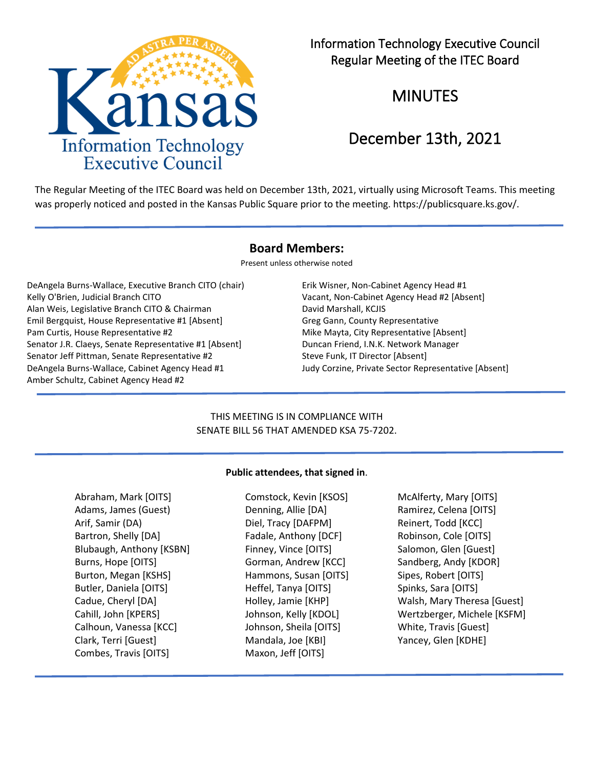# Information Technology Executive Council
## Regular Meeting of the ITEC Board

## MINUTES

## December 13th, 2021

The Regular Meeting of the ITEC Board was held on December 13th, 2021, virtually using Microsoft Teams. This meeting was properly noticed and posted in the Kansas Public Square prior to the meeting. https://publicsquare.ks.gov/.

---

### Board Members:

Present unless otherwise noted

DeAngela Burns-Wallace, Executive Branch CITO (chair)
Kelly O'Brien, Judicial Branch CITO
Alan Weis, Legislative Branch CITO & Chairman
Emil Bergquist, House Representative #1 [Absent]
Pam Curtis, House Representative #2
Senator J.R. Claeys, Senate Representative #1 [Absent]
Senator Jeff Pittman, Senate Representative #2
DeAngela Burns-Wallace, Cabinet Agency Head #1
Amber Schultz, Cabinet Agency Head #2
Erik Wisner, Non-Cabinet Agency Head #1
Vacant, Non-Cabinet Agency Head #2 [Absent]
David Marshall, KCJIS
Greg Gann, County Representative
Mike Mayta, City Representative [Absent]
Duncan Friend, I.N.K. Network Manager
Steve Funk, IT Director [Absent]
Judy Corzine, Private Sector Representative [Absent]

---

THIS MEETING IS IN COMPLIANCE WITH SENATE BILL 56 THAT AMENDED KSA 75-7202.

---

**Public attendees, that signed in**.

Abraham, Mark [OITS]
Adams, James (Guest)
Arif, Samir (DA)
Bartron, Shelly [DA]
Blubaugh, Anthony [KSBN]
Burns, Hope [OITS]
Burton, Megan [KSHS]
Butler, Daniela [OITS]
Cadue, Cheryl [DA]
Cahill, John [KPERS]
Calhoun, Vanessa [KCC]
Clark, Terri [Guest]
Combes, Travis [OITS]
Comstock, Kevin [KSOS]
Denning, Allie [DA]
Diel, Tracy [DAFPM]
Fadale, Anthony [DCF]
Finney, Vince [OITS]
Gorman, Andrew [KCC]
Hammons, Susan [OITS]
Heffel, Tanya [OITS]
Holley, Jamie [KHP]
Johnson, Kelly [KDOL]
Johnson, Sheila [OITS]
Mandala, Joe [KBI]
Maxon, Jeff [OITS]
McAlferty, Mary [OITS]
Ramirez, Celena [OITS]
Reinert, Todd [KCC]
Robinson, Cole [OITS]
Salomon, Glen [Guest]
Sandberg, Andy [KDOR]
Sipes, Robert [OITS]
Spinks, Sara [OITS]
Walsh, Mary Theresa [Guest]
Wertzberger, Michele [KSFM]
White, Travis [Guest]
Yancey, Glen [KDHE]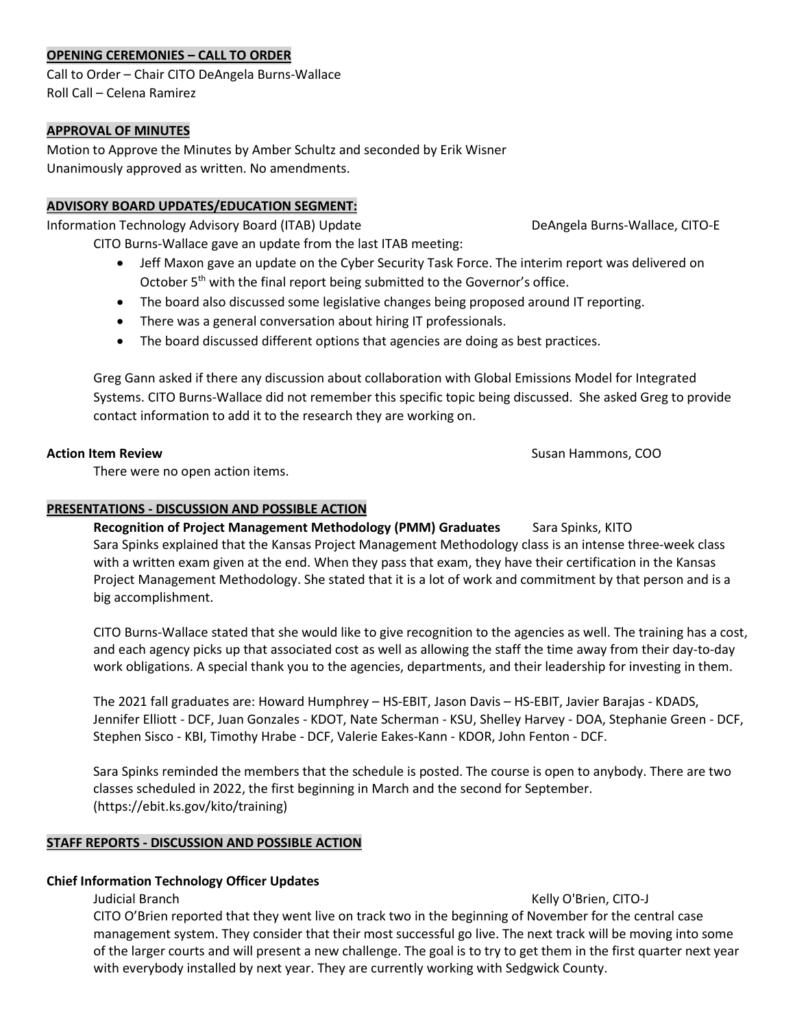**OPENING CEREMONIES – CALL TO ORDER**

Call to Order – Chair CITO DeAngela Burns-Wallace
Roll Call – Celena Ramirez

**APPROVAL OF MINUTES**

Motion to Approve the Minutes by Amber Schultz and seconded by Erik Wisner
Unanimously approved as written. No amendments.

**ADVISORY BOARD UPDATES/EDUCATION SEGMENT:**

Information Technology Advisory Board (ITAB) Update — DeAngela Burns-Wallace, CITO-E

CITO Burns-Wallace gave an update from the last ITAB meeting:

- Jeff Maxon gave an update on the Cyber Security Task Force. The interim report was delivered on October 5th with the final report being submitted to the Governor's office.
- The board also discussed some legislative changes being proposed around IT reporting.
- There was a general conversation about hiring IT professionals.
- The board discussed different options that agencies are doing as best practices.

Greg Gann asked if there any discussion about collaboration with Global Emissions Model for Integrated Systems. CITO Burns-Wallace did not remember this specific topic being discussed. She asked Greg to provide contact information to add it to the research they are working on.

**Action Item Review** — Susan Hammons, COO

There were no open action items.

**PRESENTATIONS - DISCUSSION AND POSSIBLE ACTION**

**Recognition of Project Management Methodology (PMM) Graduates** — Sara Spinks, KITO

Sara Spinks explained that the Kansas Project Management Methodology class is an intense three-week class with a written exam given at the end. When they pass that exam, they have their certification in the Kansas Project Management Methodology. She stated that it is a lot of work and commitment by that person and is a big accomplishment.

CITO Burns-Wallace stated that she would like to give recognition to the agencies as well. The training has a cost, and each agency picks up that associated cost as well as allowing the staff the time away from their day-to-day work obligations. A special thank you to the agencies, departments, and their leadership for investing in them.

The 2021 fall graduates are: Howard Humphrey – HS-EBIT, Jason Davis – HS-EBIT, Javier Barajas - KDADS, Jennifer Elliott - DCF, Juan Gonzales - KDOT, Nate Scherman - KSU, Shelley Harvey - DOA, Stephanie Green - DCF, Stephen Sisco - KBI, Timothy Hrabe - DCF, Valerie Eakes-Kann - KDOR, John Fenton - DCF.

Sara Spinks reminded the members that the schedule is posted. The course is open to anybody. There are two classes scheduled in 2022, the first beginning in March and the second for September. (https://ebit.ks.gov/kito/training)

**STAFF REPORTS - DISCUSSION AND POSSIBLE ACTION**

**Chief Information Technology Officer Updates**

Judicial Branch — Kelly O'Brien, CITO-J

CITO O'Brien reported that they went live on track two in the beginning of November for the central case management system. They consider that their most successful go live. The next track will be moving into some of the larger courts and will present a new challenge. The goal is to try to get them in the first quarter next year with everybody installed by next year. They are currently working with Sedgwick County.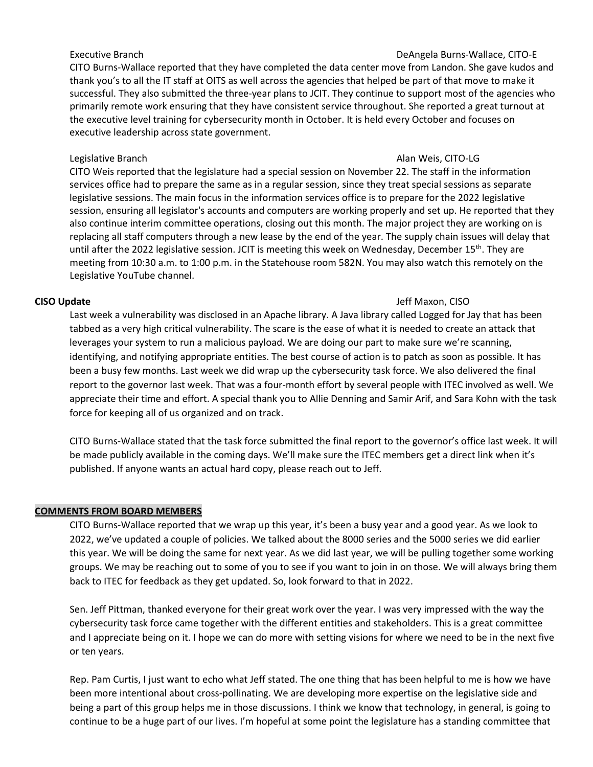Executive Branch DeAngela Burns-Wallace, CITO-E

CITO Burns-Wallace reported that they have completed the data center move from Landon. She gave kudos and thank you's to all the IT staff at OITS as well across the agencies that helped be part of that move to make it successful. They also submitted the three-year plans to JCIT. They continue to support most of the agencies who primarily remote work ensuring that they have consistent service throughout. She reported a great turnout at the executive level training for cybersecurity month in October. It is held every October and focuses on executive leadership across state government.

Legislative Branch Alan Weis, CITO-LG

CITO Weis reported that the legislature had a special session on November 22. The staff in the information services office had to prepare the same as in a regular session, since they treat special sessions as separate legislative sessions. The main focus in the information services office is to prepare for the 2022 legislative session, ensuring all legislator's accounts and computers are working properly and set up. He reported that they also continue interim committee operations, closing out this month. The major project they are working on is replacing all staff computers through a new lease by the end of the year. The supply chain issues will delay that until after the 2022 legislative session. JCIT is meeting this week on Wednesday, December 15th. They are meeting from 10:30 a.m. to 1:00 p.m. in the Statehouse room 582N. You may also watch this remotely on the Legislative YouTube channel.

**CISO Update** Jeff Maxon, CISO

Last week a vulnerability was disclosed in an Apache library. A Java library called Logged for Jay that has been tabbed as a very high critical vulnerability. The scare is the ease of what it is needed to create an attack that leverages your system to run a malicious payload. We are doing our part to make sure we're scanning, identifying, and notifying appropriate entities. The best course of action is to patch as soon as possible. It has been a busy few months. Last week we did wrap up the cybersecurity task force. We also delivered the final report to the governor last week. That was a four-month effort by several people with ITEC involved as well. We appreciate their time and effort. A special thank you to Allie Denning and Samir Arif, and Sara Kohn with the task force for keeping all of us organized and on track.

CITO Burns-Wallace stated that the task force submitted the final report to the governor's office last week. It will be made publicly available in the coming days. We'll make sure the ITEC members get a direct link when it's published. If anyone wants an actual hard copy, please reach out to Jeff.

**COMMENTS FROM BOARD MEMBERS**

CITO Burns-Wallace reported that we wrap up this year, it's been a busy year and a good year. As we look to 2022, we've updated a couple of policies. We talked about the 8000 series and the 5000 series we did earlier this year. We will be doing the same for next year. As we did last year, we will be pulling together some working groups. We may be reaching out to some of you to see if you want to join in on those. We will always bring them back to ITEC for feedback as they get updated. So, look forward to that in 2022.

Sen. Jeff Pittman, thanked everyone for their great work over the year. I was very impressed with the way the cybersecurity task force came together with the different entities and stakeholders. This is a great committee and I appreciate being on it. I hope we can do more with setting visions for where we need to be in the next five or ten years.

Rep. Pam Curtis, I just want to echo what Jeff stated. The one thing that has been helpful to me is how we have been more intentional about cross-pollinating. We are developing more expertise on the legislative side and being a part of this group helps me in those discussions. I think we know that technology, in general, is going to continue to be a huge part of our lives. I'm hopeful at some point the legislature has a standing committee that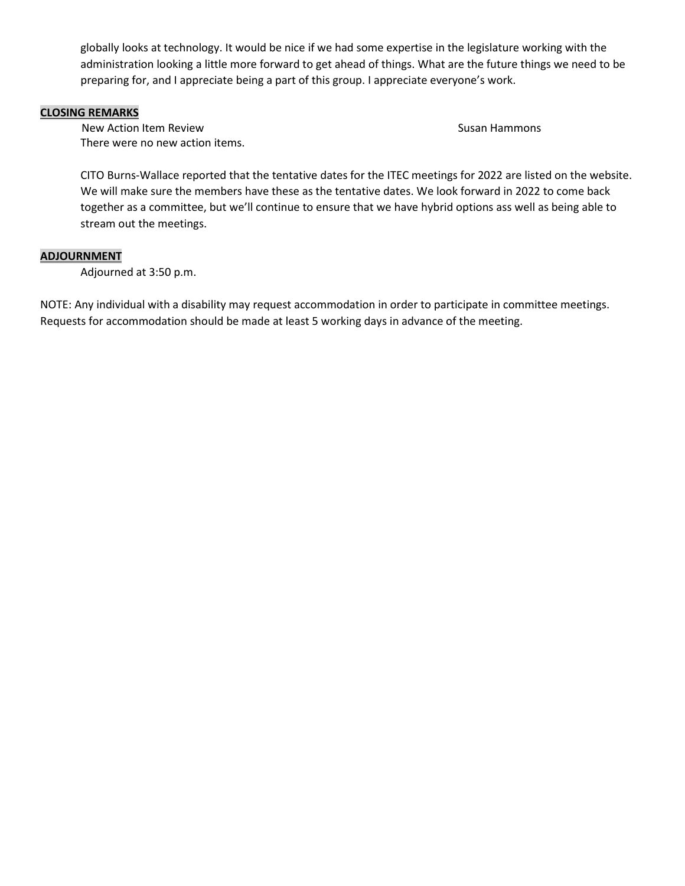globally looks at technology. It would be nice if we had some expertise in the legislature working with the administration looking a little more forward to get ahead of things. What are the future things we need to be preparing for, and I appreciate being a part of this group. I appreciate everyone's work.

**CLOSING REMARKS**

New Action Item Review — Susan Hammons

There were no new action items.

CITO Burns-Wallace reported that the tentative dates for the ITEC meetings for 2022 are listed on the website. We will make sure the members have these as the tentative dates. We look forward in 2022 to come back together as a committee, but we'll continue to ensure that we have hybrid options ass well as being able to stream out the meetings.

**ADJOURNMENT**

Adjourned at 3:50 p.m.

NOTE: Any individual with a disability may request accommodation in order to participate in committee meetings. Requests for accommodation should be made at least 5 working days in advance of the meeting.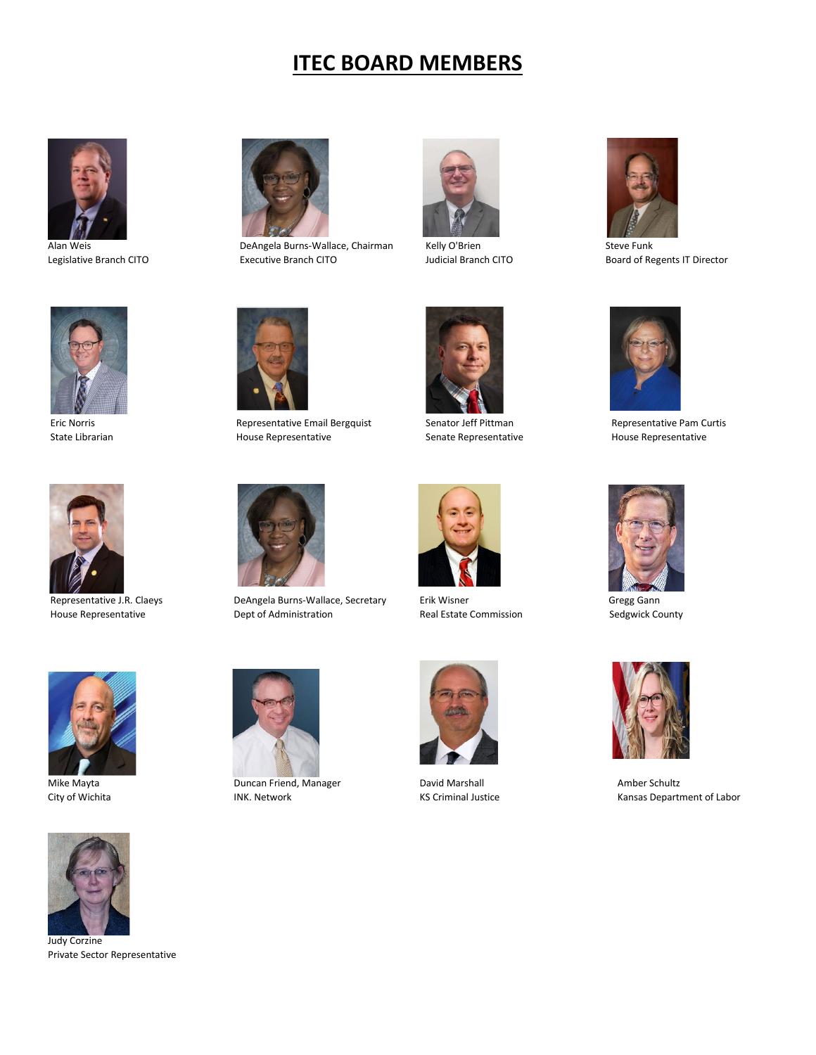# ITEC BOARD MEMBERS

Alan Weis
Legislative Branch CITO

DeAngela Burns-Wallace, Chairman
Executive Branch CITO

Kelly O'Brien
Judicial Branch CITO

Steve Funk
Board of Regents IT Director

Eric Norris
State Librarian

Representative Email Bergquist
House Representative

Senator Jeff Pittman
Senate Representative

Representative Pam Curtis
House Representative

Representative J.R. Claeys
House Representative

DeAngela Burns-Wallace, Secretary
Dept of Administration

Erik Wisner
Real Estate Commission

Gregg Gann
Sedgwick County

Mike Mayta
City of Wichita

Duncan Friend, Manager
INK. Network

David Marshall
KS Criminal Justice

Amber Schultz
Kansas Department of Labor

Judy Corzine
Private Sector Representative